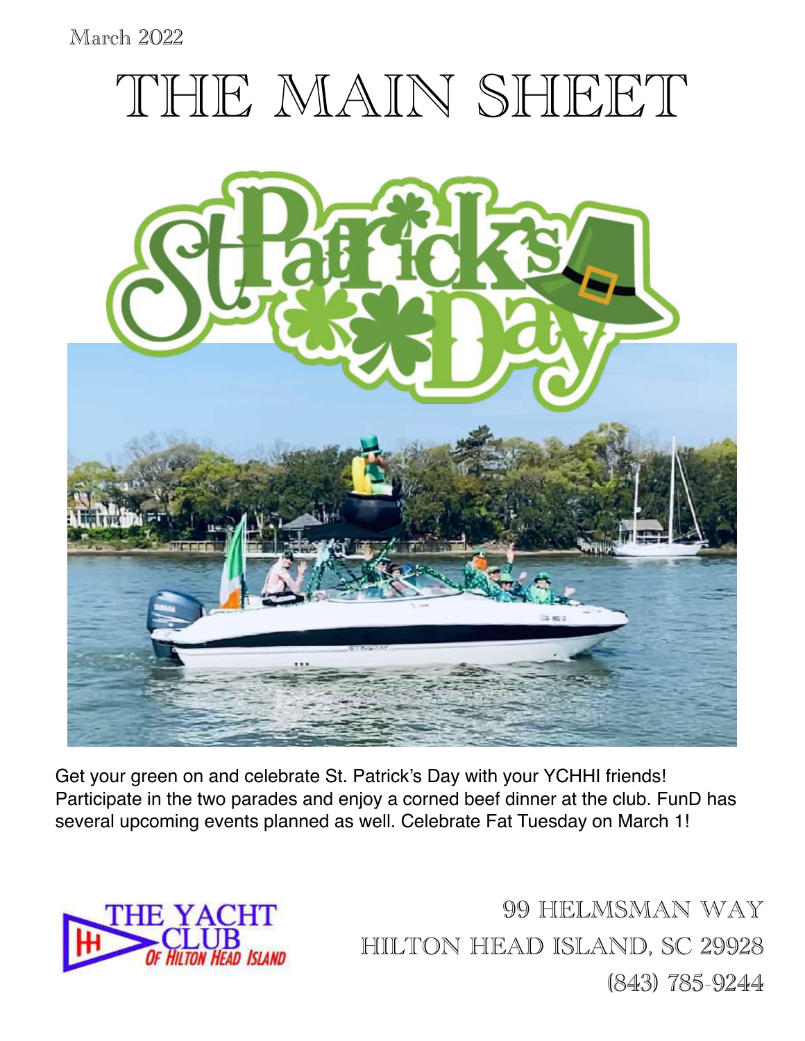March 2022

# THE MAIN SHEET

Get your green on and celebrate St. Patrick's Day with your YCHHI friends! Participate in the two parades and enjoy a corned beef dinner at the club. FunD has several upcoming events planned as well. Celebrate Fat Tuesday on March 1!

THE YACHT CLUB OF HILTON HEAD ISLAND

99 HELMSMAN WAY
HILTON HEAD ISLAND, SC 29928
(843) 785-9244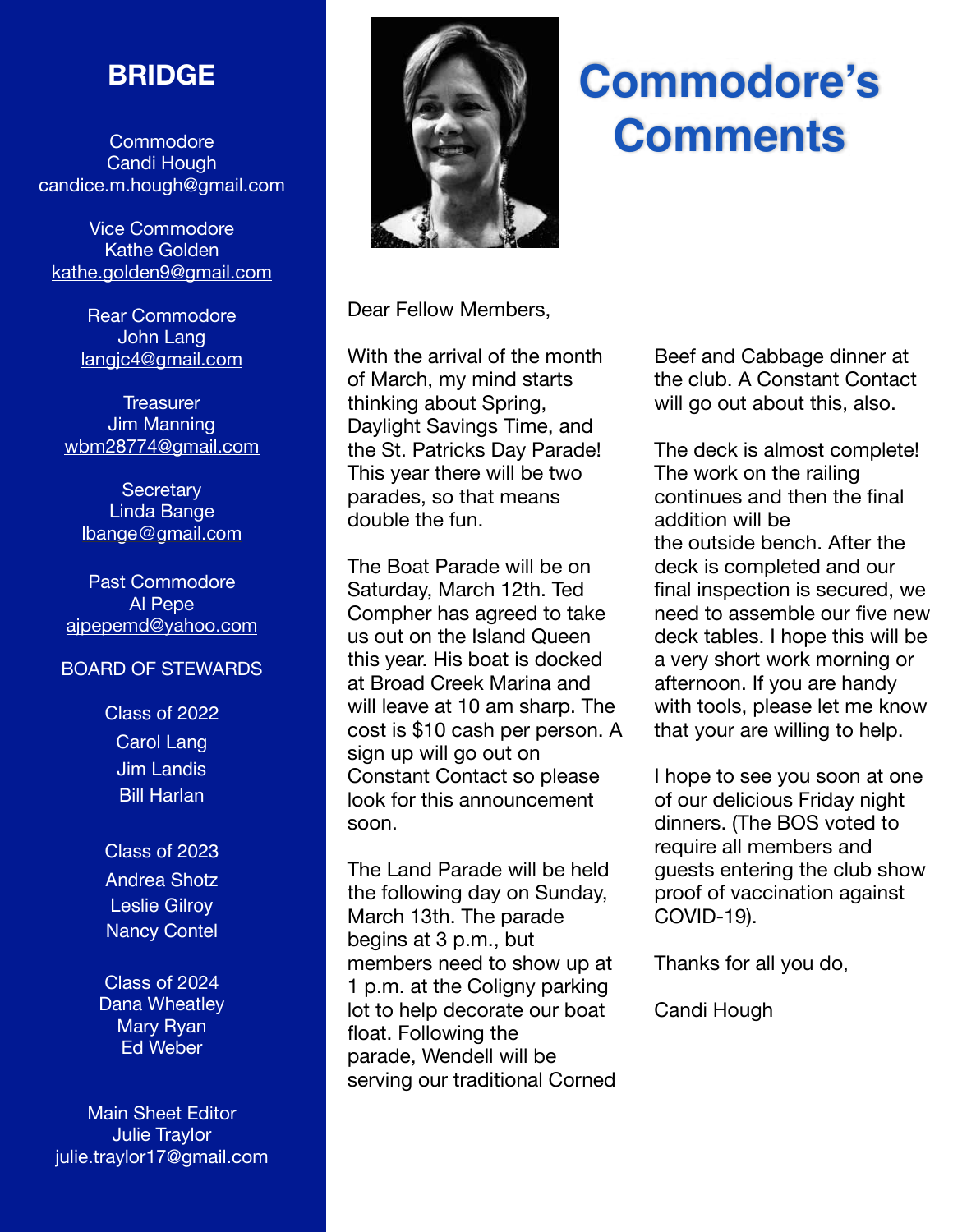## BRIDGE

Commodore
Candi Hough
candice.m.hough@gmail.com

Vice Commodore
Kathe Golden
kathe.golden9@gmail.com

Rear Commodore
John Lang
langjc4@gmail.com

Treasurer
Jim Manning
wbm28774@gmail.com

Secretary
Linda Bange
lbange@gmail.com

Past Commodore
Al Pepe
ajpepemd@yahoo.com

BOARD OF STEWARDS

Class of 2022
Carol Lang
Jim Landis
Bill Harlan

Class of 2023
Andrea Shotz
Leslie Gilroy
Nancy Contel

Class of 2024
Dana Wheatley
Mary Ryan
Ed Weber

Main Sheet Editor
Julie Traylor
julie.traylor17@gmail.com

# Commodore's Comments

Dear Fellow Members,

With the arrival of the month of March, my mind starts thinking about Spring, Daylight Savings Time, and the St. Patricks Day Parade! This year there will be two parades, so that means double the fun.

The Boat Parade will be on Saturday, March 12th. Ted Compher has agreed to take us out on the Island Queen this year. His boat is docked at Broad Creek Marina and will leave at 10 am sharp. The cost is $10 cash per person. A sign up will go out on Constant Contact so please look for this announcement soon.

The Land Parade will be held the following day on Sunday, March 13th. The parade begins at 3 p.m., but members need to show up at 1 p.m. at the Coligny parking lot to help decorate our boat float. Following the parade, Wendell will be serving our traditional Corned Beef and Cabbage dinner at the club. A Constant Contact will go out about this, also.

The deck is almost complete! The work on the railing continues and then the final addition will be the outside bench. After the deck is completed and our final inspection is secured, we need to assemble our five new deck tables. I hope this will be a very short work morning or afternoon. If you are handy with tools, please let me know that your are willing to help.

I hope to see you soon at one of our delicious Friday night dinners. (The BOS voted to require all members and guests entering the club show proof of vaccination against COVID-19).

Thanks for all you do,

Candi Hough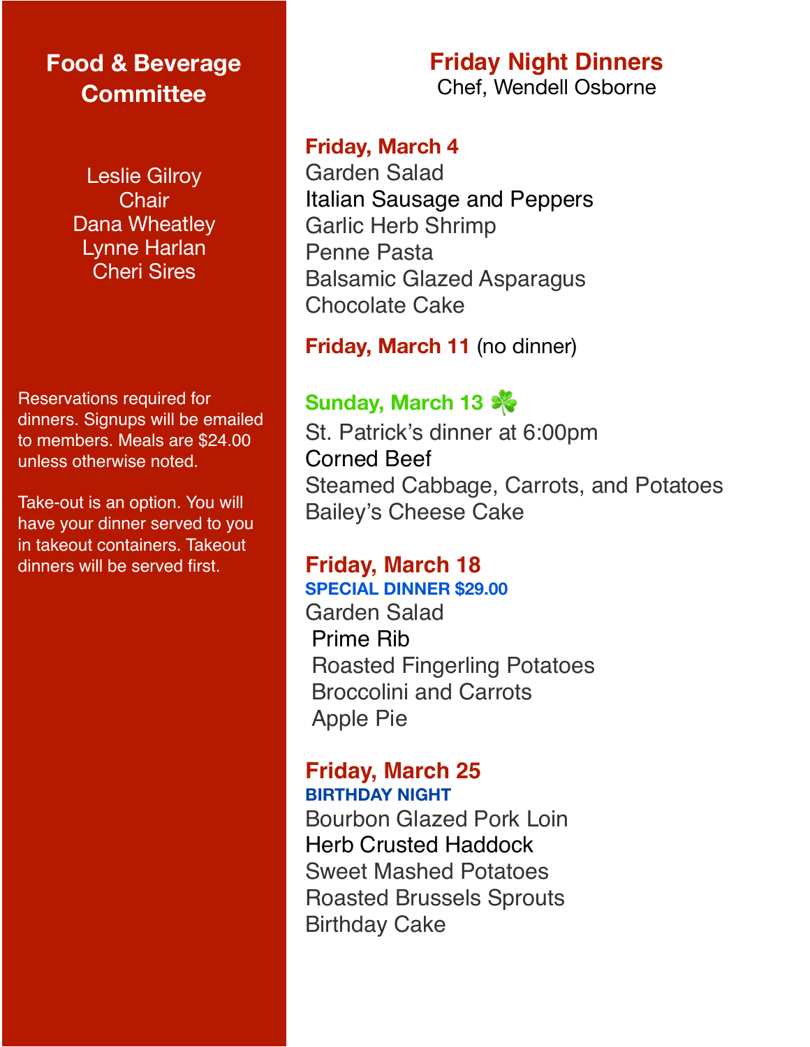## Food & Beverage Committee

Leslie Gilroy
Chair
Dana Wheatley
Lynne Harlan
Cheri Sires

Reservations required for dinners. Signups will be emailed to members. Meals are $24.00 unless otherwise noted.

Take-out is an option. You will have your dinner served to you in takeout containers. Takeout dinners will be served first.

# Friday Night Dinners

Chef, Wendell Osborne

### Friday, March 4

Garden Salad
Italian Sausage and Peppers
Garlic Herb Shrimp
Penne Pasta
Balsamic Glazed Asparagus
Chocolate Cake

### Friday, March 11 (no dinner)

### Sunday, March 13 ☘️

St. Patrick's dinner at 6:00pm
Corned Beef
Steamed Cabbage, Carrots, and Potatoes
Bailey's Cheese Cake

### Friday, March 18

**SPECIAL DINNER $29.00**

Garden Salad
Prime Rib
Roasted Fingerling Potatoes
Broccolini and Carrots
Apple Pie

### Friday, March 25

**BIRTHDAY NIGHT**

Bourbon Glazed Pork Loin
Herb Crusted Haddock
Sweet Mashed Potatoes
Roasted Brussels Sprouts
Birthday Cake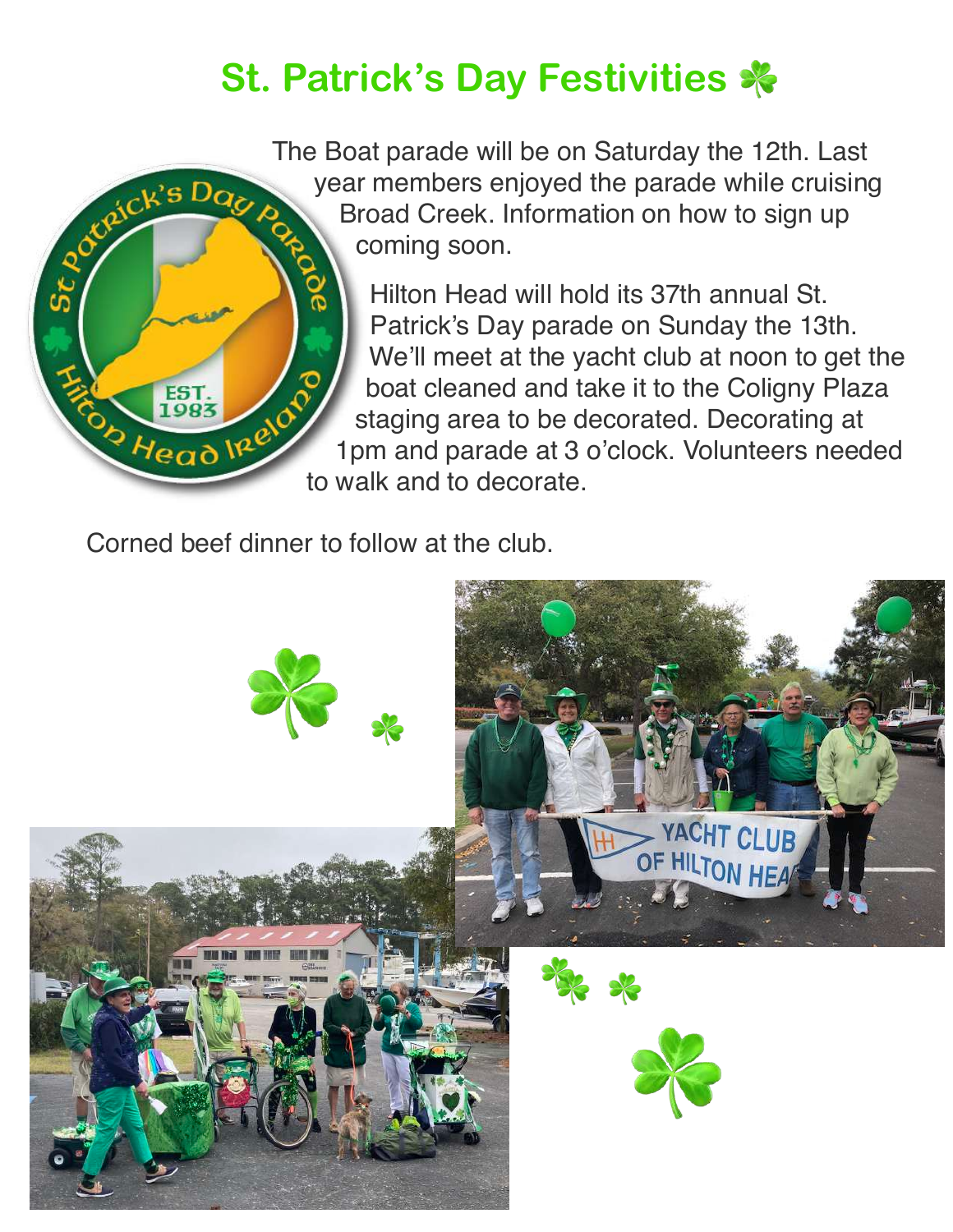# St. Patrick's Day Festivities ☘

The Boat parade will be on Saturday the 12th. Last year members enjoyed the parade while cruising Broad Creek. Information on how to sign up coming soon.

Hilton Head will hold its 37th annual St. Patrick's Day parade on Sunday the 13th. We'll meet at the yacht club at noon to get the boat cleaned and take it to the Coligny Plaza staging area to be decorated. Decorating at 1pm and parade at 3 o'clock. Volunteers needed to walk and to decorate.

Corned beef dinner to follow at the club.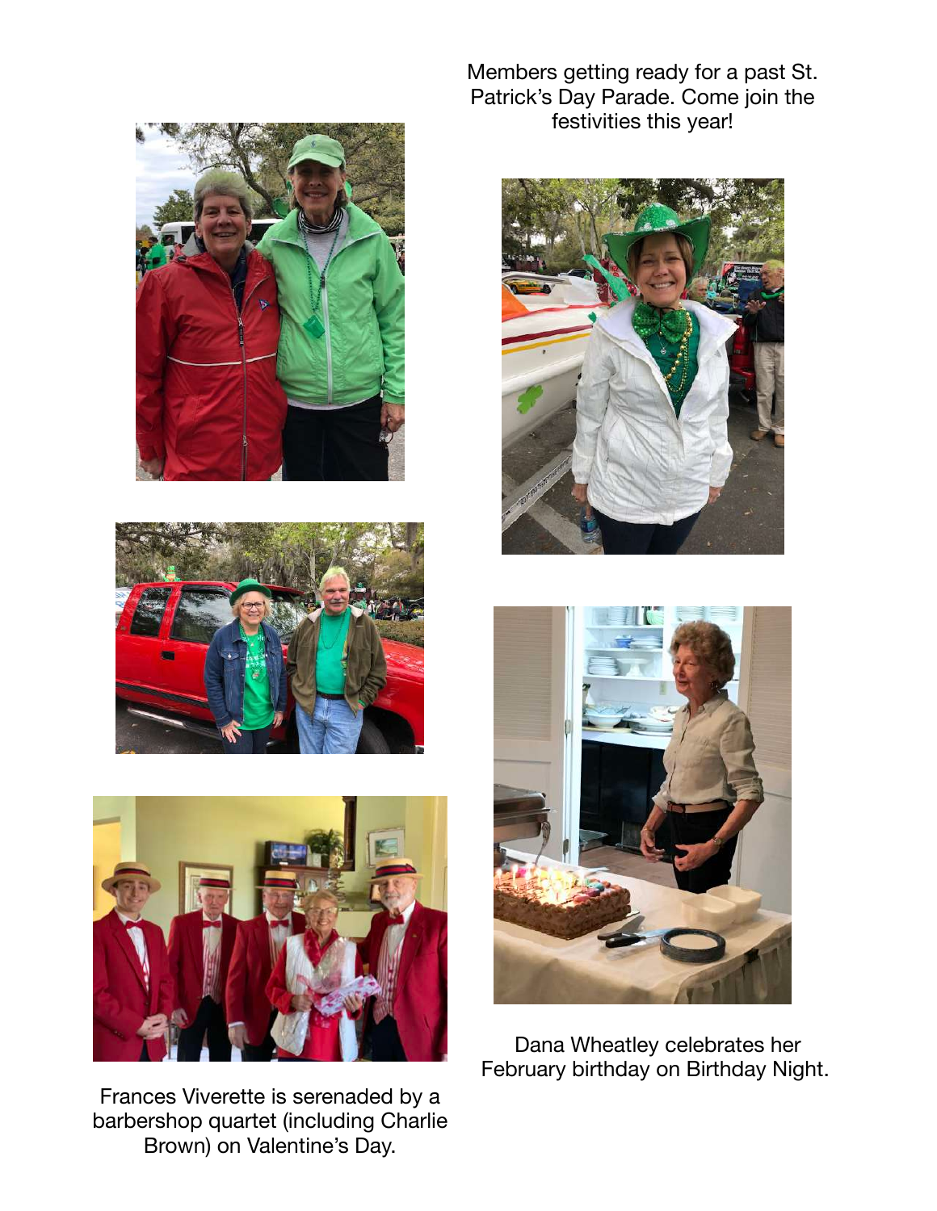Members getting ready for a past St. Patrick's Day Parade. Come join the festivities this year!

Frances Viverette is serenaded by a barbershop quartet (including Charlie Brown) on Valentine's Day.

Dana Wheatley celebrates her February birthday on Birthday Night.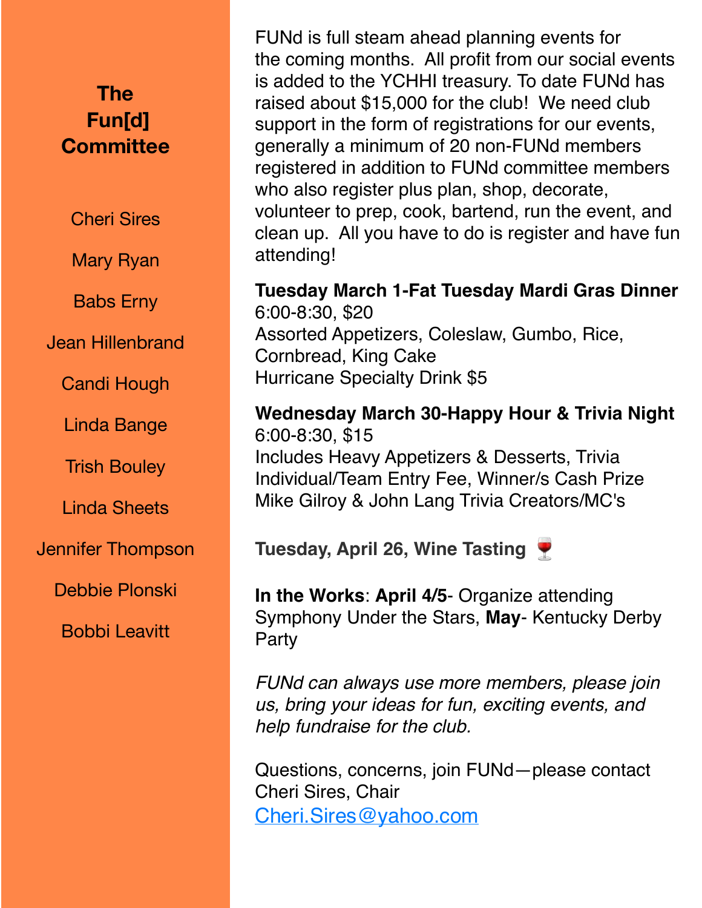## The Fun[d] Committee

Cheri Sires

Mary Ryan

Babs Erny

Jean Hillenbrand

Candi Hough

Linda Bange

Trish Bouley

Linda Sheets

Jennifer Thompson

Debbie Plonski

Bobbi Leavitt

FUNd is full steam ahead planning events for the coming months. All profit from our social events is added to the YCHHI treasury. To date FUNd has raised about $15,000 for the club! We need club support in the form of registrations for our events, generally a minimum of 20 non-FUNd members registered in addition to FUNd committee members who also register plus plan, shop, decorate, volunteer to prep, cook, bartend, run the event, and clean up. All you have to do is register and have fun attending!

**Tuesday March 1-Fat Tuesday Mardi Gras Dinner**
6:00-8:30, $20
Assorted Appetizers, Coleslaw, Gumbo, Rice, Cornbread, King Cake
Hurricane Specialty Drink $5

**Wednesday March 30-Happy Hour & Trivia Night**
6:00-8:30, $15
Includes Heavy Appetizers & Desserts, Trivia Individual/Team Entry Fee, Winner/s Cash Prize
Mike Gilroy & John Lang Trivia Creators/MC's

**Tuesday, April 26, Wine Tasting** 🍷

**In the Works**: **April 4/5**- Organize attending Symphony Under the Stars, **May**- Kentucky Derby Party

*FUNd can always use more members, please join us, bring your ideas for fun, exciting events, and help fundraise for the club.*

Questions, concerns, join FUNd—please contact Cheri Sires, Chair
Cheri.Sires@yahoo.com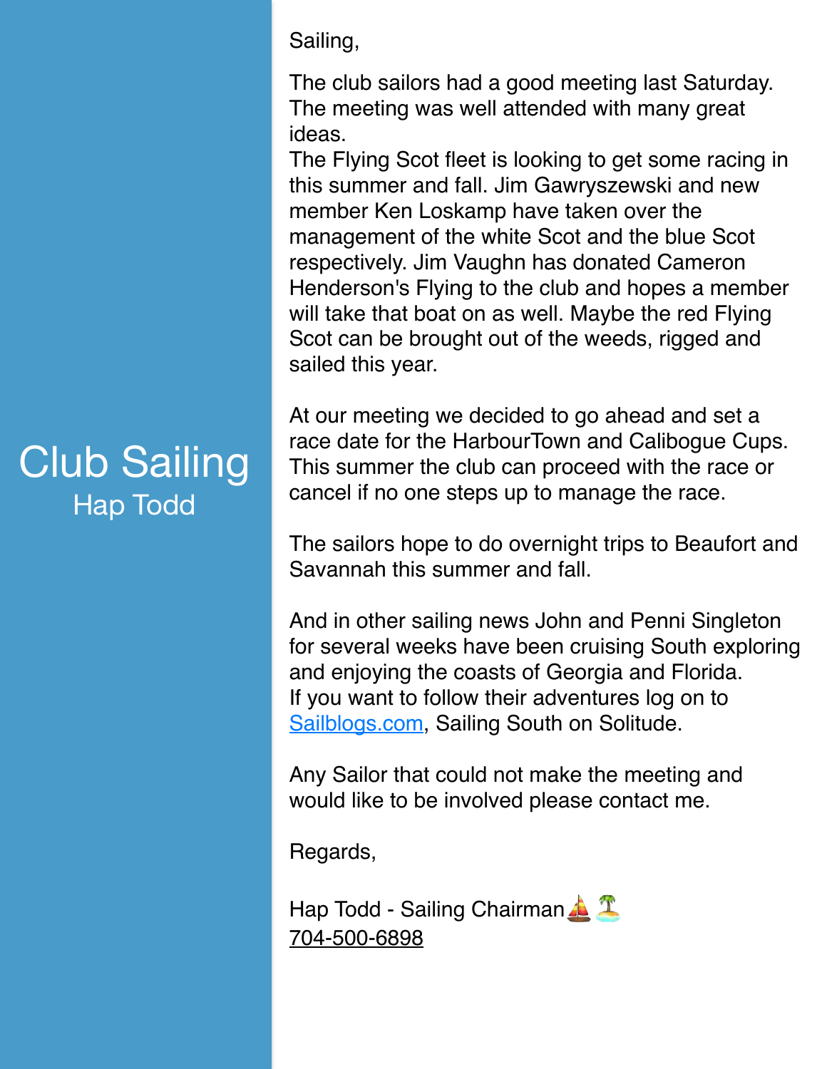# Club Sailing

## Hap Todd

Sailing,

The club sailors had a good meeting last Saturday. The meeting was well attended with many great ideas.
The Flying Scot fleet is looking to get some racing in this summer and fall. Jim Gawryszewski and new member Ken Loskamp have taken over the management of the white Scot and the blue Scot respectively. Jim Vaughn has donated Cameron Henderson's Flying to the club and hopes a member will take that boat on as well. Maybe the red Flying Scot can be brought out of the weeds, rigged and sailed this year.

At our meeting we decided to go ahead and set a race date for the HarbourTown and Calibogue Cups. This summer the club can proceed with the race or cancel if no one steps up to manage the race.

The sailors hope to do overnight trips to Beaufort and Savannah this summer and fall.

And in other sailing news John and Penni Singleton for several weeks have been cruising South exploring and enjoying the coasts of Georgia and Florida.
If you want to follow their adventures log on to [Sailblogs.com](Sailblogs.com), Sailing South on Solitude.

Any Sailor that could not make the meeting and would like to be involved please contact me.

Regards,

Hap Todd - Sailing Chairman⛵🏝️
704-500-6898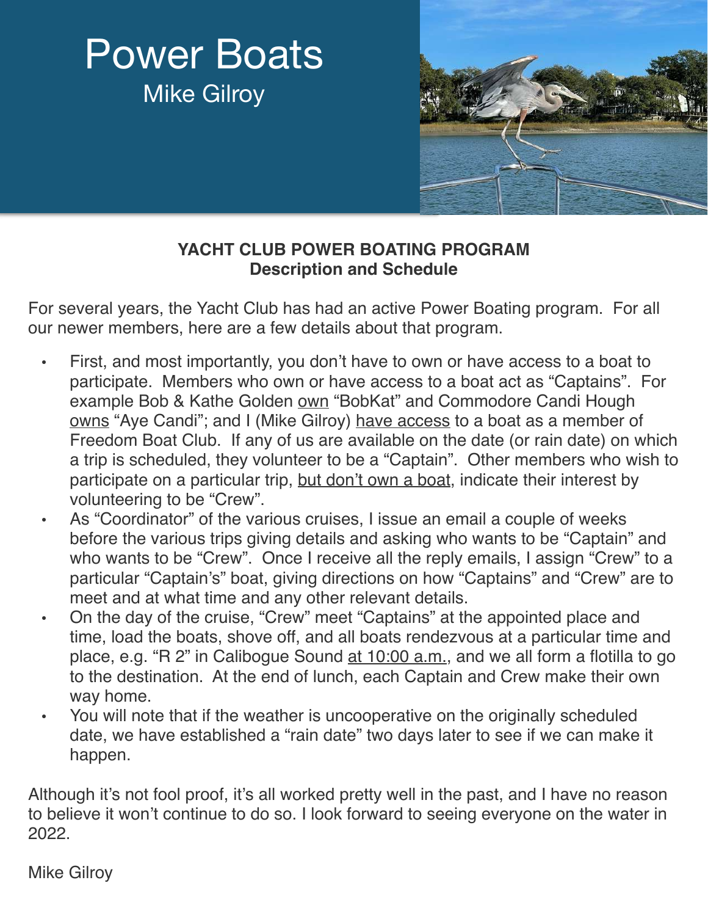# Power Boats

## Mike Gilroy

**YACHT CLUB POWER BOATING PROGRAM**
**Description and Schedule**

For several years, the Yacht Club has had an active Power Boating program. For all our newer members, here are a few details about that program.

- First, and most importantly, you don't have to own or have access to a boat to participate. Members who own or have access to a boat act as "Captains". For example Bob & Kathe Golden <u>own</u> "BobKat" and Commodore Candi Hough <u>owns</u> "Aye Candi"; and I (Mike Gilroy) <u>have access</u> to a boat as a member of Freedom Boat Club. If any of us are available on the date (or rain date) on which a trip is scheduled, they volunteer to be a "Captain". Other members who wish to participate on a particular trip, <u>but don't own a boat</u>, indicate their interest by volunteering to be "Crew".
- As "Coordinator" of the various cruises, I issue an email a couple of weeks before the various trips giving details and asking who wants to be "Captain" and who wants to be "Crew". Once I receive all the reply emails, I assign "Crew" to a particular "Captain's" boat, giving directions on how "Captains" and "Crew" are to meet and at what time and any other relevant details.
- On the day of the cruise, "Crew" meet "Captains" at the appointed place and time, load the boats, shove off, and all boats rendezvous at a particular time and place, e.g. "R 2" in Calibogue Sound <u>at 10:00 a.m.</u>, and we all form a flotilla to go to the destination. At the end of lunch, each Captain and Crew make their own way home.
- You will note that if the weather is uncooperative on the originally scheduled date, we have established a "rain date" two days later to see if we can make it happen.

Although it's not fool proof, it's all worked pretty well in the past, and I have no reason to believe it won't continue to do so. I look forward to seeing everyone on the water in 2022.

Mike Gilroy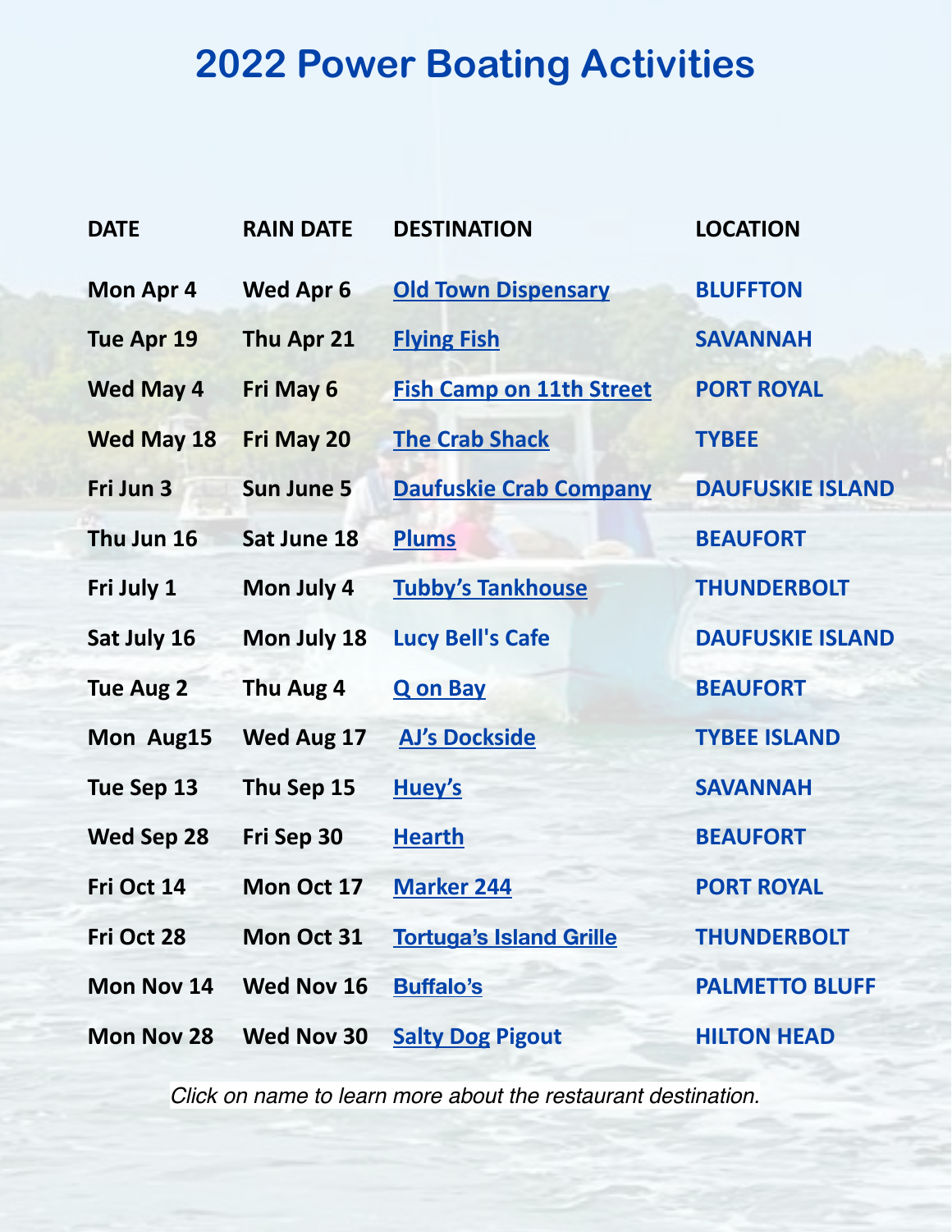# 2022 Power Boating Activities

| DATE | RAIN DATE | DESTINATION | LOCATION |
|---|---|---|---|
| Mon Apr 4 | Wed Apr 6 | Old Town Dispensary | BLUFFTON |
| Tue Apr 19 | Thu Apr 21 | Flying Fish | SAVANNAH |
| Wed May 4 | Fri May 6 | Fish Camp on 11th Street | PORT ROYAL |
| Wed May 18 | Fri May 20 | The Crab Shack | TYBEE |
| Fri Jun 3 | Sun June 5 | Daufuskie Crab Company | DAUFUSKIE ISLAND |
| Thu Jun 16 | Sat June 18 | Plums | BEAUFORT |
| Fri July 1 | Mon July 4 | Tubby's Tankhouse | THUNDERBOLT |
| Sat July 16 | Mon July 18 | Lucy Bell's Cafe | DAUFUSKIE ISLAND |
| Tue Aug 2 | Thu Aug 4 | Q on Bay | BEAUFORT |
| Mon Aug15 | Wed Aug 17 | AJ's Dockside | TYBEE ISLAND |
| Tue Sep 13 | Thu Sep 15 | Huey's | SAVANNAH |
| Wed Sep 28 | Fri Sep 30 | Hearth | BEAUFORT |
| Fri Oct 14 | Mon Oct 17 | Marker 244 | PORT ROYAL |
| Fri Oct 28 | Mon Oct 31 | Tortuga's Island Grille | THUNDERBOLT |
| Mon Nov 14 | Wed Nov 16 | Buffalo's | PALMETTO BLUFF |
| Mon Nov 28 | Wed Nov 30 | Salty Dog Pigout | HILTON HEAD |

*Click on name to learn more about the restaurant destination.*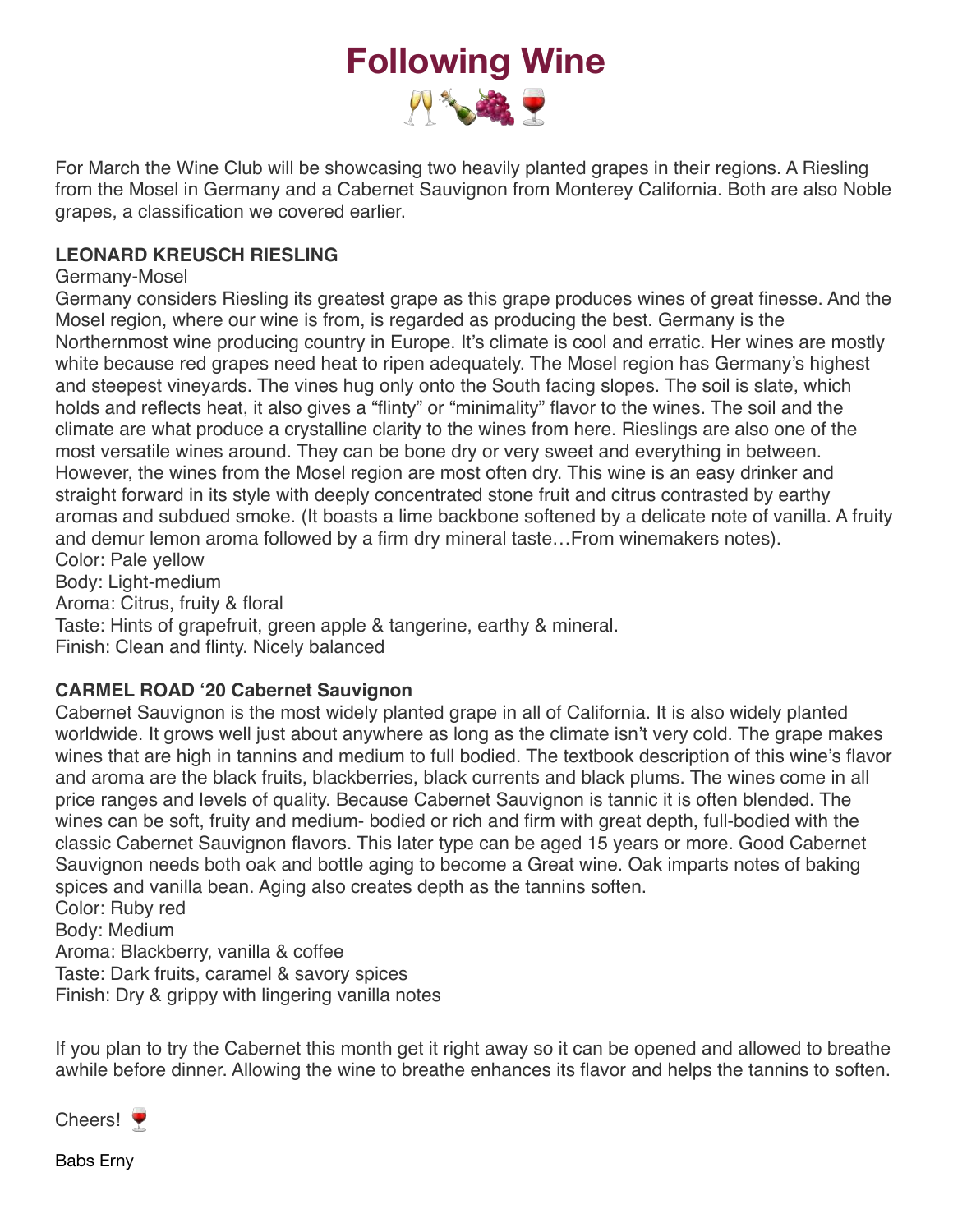# Following Wine

🥂🍾🍇🍷

For March the Wine Club will be showcasing two heavily planted grapes in their regions. A Riesling from the Mosel in Germany and a Cabernet Sauvignon from Monterey California. Both are also Noble grapes, a classification we covered earlier.

**LEONARD KREUSCH RIESLING**

Germany-Mosel

Germany considers Riesling its greatest grape as this grape produces wines of great finesse. And the Mosel region, where our wine is from, is regarded as producing the best. Germany is the Northernmost wine producing country in Europe. It's climate is cool and erratic. Her wines are mostly white because red grapes need heat to ripen adequately. The Mosel region has Germany's highest and steepest vineyards. The vines hug only onto the South facing slopes. The soil is slate, which holds and reflects heat, it also gives a "flinty" or "minimality" flavor to the wines. The soil and the climate are what produce a crystalline clarity to the wines from here. Rieslings are also one of the most versatile wines around. They can be bone dry or very sweet and everything in between. However, the wines from the Mosel region are most often dry. This wine is an easy drinker and straight forward in its style with deeply concentrated stone fruit and citrus contrasted by earthy aromas and subdued smoke. (It boasts a lime backbone softened by a delicate note of vanilla. A fruity and demur lemon aroma followed by a firm dry mineral taste…From winemakers notes).

Color: Pale yellow

Body: Light-medium

Aroma: Citrus, fruity & floral

Taste: Hints of grapefruit, green apple & tangerine, earthy & mineral.

Finish: Clean and flinty. Nicely balanced

**CARMEL ROAD '20 Cabernet Sauvignon**

Cabernet Sauvignon is the most widely planted grape in all of California. It is also widely planted worldwide. It grows well just about anywhere as long as the climate isn't very cold. The grape makes wines that are high in tannins and medium to full bodied. The textbook description of this wine's flavor and aroma are the black fruits, blackberries, black currents and black plums. The wines come in all price ranges and levels of quality. Because Cabernet Sauvignon is tannic it is often blended. The wines can be soft, fruity and medium- bodied or rich and firm with great depth, full-bodied with the classic Cabernet Sauvignon flavors. This later type can be aged 15 years or more. Good Cabernet Sauvignon needs both oak and bottle aging to become a Great wine. Oak imparts notes of baking spices and vanilla bean. Aging also creates depth as the tannins soften.

Color: Ruby red

Body: Medium

Aroma: Blackberry, vanilla & coffee

Taste: Dark fruits, caramel & savory spices

Finish: Dry & grippy with lingering vanilla notes

If you plan to try the Cabernet this month get it right away so it can be opened and allowed to breathe awhile before dinner. Allowing the wine to breathe enhances its flavor and helps the tannins to soften.

Cheers! 🍷

Babs Erny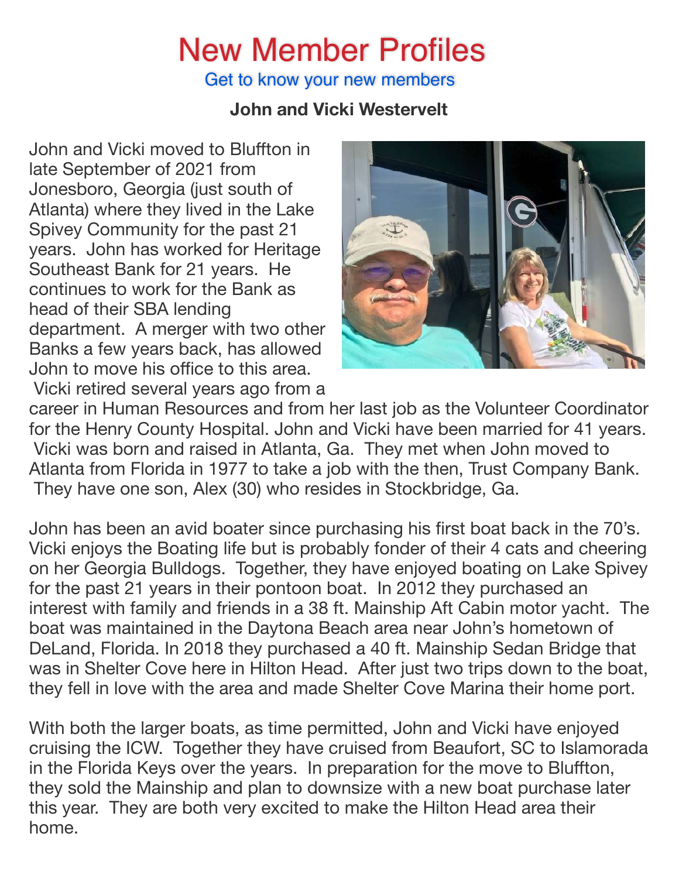# New Member Profiles

Get to know your new members

**John and Vicki Westervelt**

John and Vicki moved to Bluffton in late September of 2021 from Jonesboro, Georgia (just south of Atlanta) where they lived in the Lake Spivey Community for the past 21 years. John has worked for Heritage Southeast Bank for 21 years. He continues to work for the Bank as head of their SBA lending department. A merger with two other Banks a few years back, has allowed John to move his office to this area. Vicki retired several years ago from a career in Human Resources and from her last job as the Volunteer Coordinator for the Henry County Hospital. John and Vicki have been married for 41 years. Vicki was born and raised in Atlanta, Ga. They met when John moved to Atlanta from Florida in 1977 to take a job with the then, Trust Company Bank. They have one son, Alex (30) who resides in Stockbridge, Ga.

John has been an avid boater since purchasing his first boat back in the 70's. Vicki enjoys the Boating life but is probably fonder of their 4 cats and cheering on her Georgia Bulldogs. Together, they have enjoyed boating on Lake Spivey for the past 21 years in their pontoon boat. In 2012 they purchased an interest with family and friends in a 38 ft. Mainship Aft Cabin motor yacht. The boat was maintained in the Daytona Beach area near John's hometown of DeLand, Florida. In 2018 they purchased a 40 ft. Mainship Sedan Bridge that was in Shelter Cove here in Hilton Head. After just two trips down to the boat, they fell in love with the area and made Shelter Cove Marina their home port.

With both the larger boats, as time permitted, John and Vicki have enjoyed cruising the ICW. Together they have cruised from Beaufort, SC to Islamorada in the Florida Keys over the years. In preparation for the move to Bluffton, they sold the Mainship and plan to downsize with a new boat purchase later this year. They are both very excited to make the Hilton Head area their home.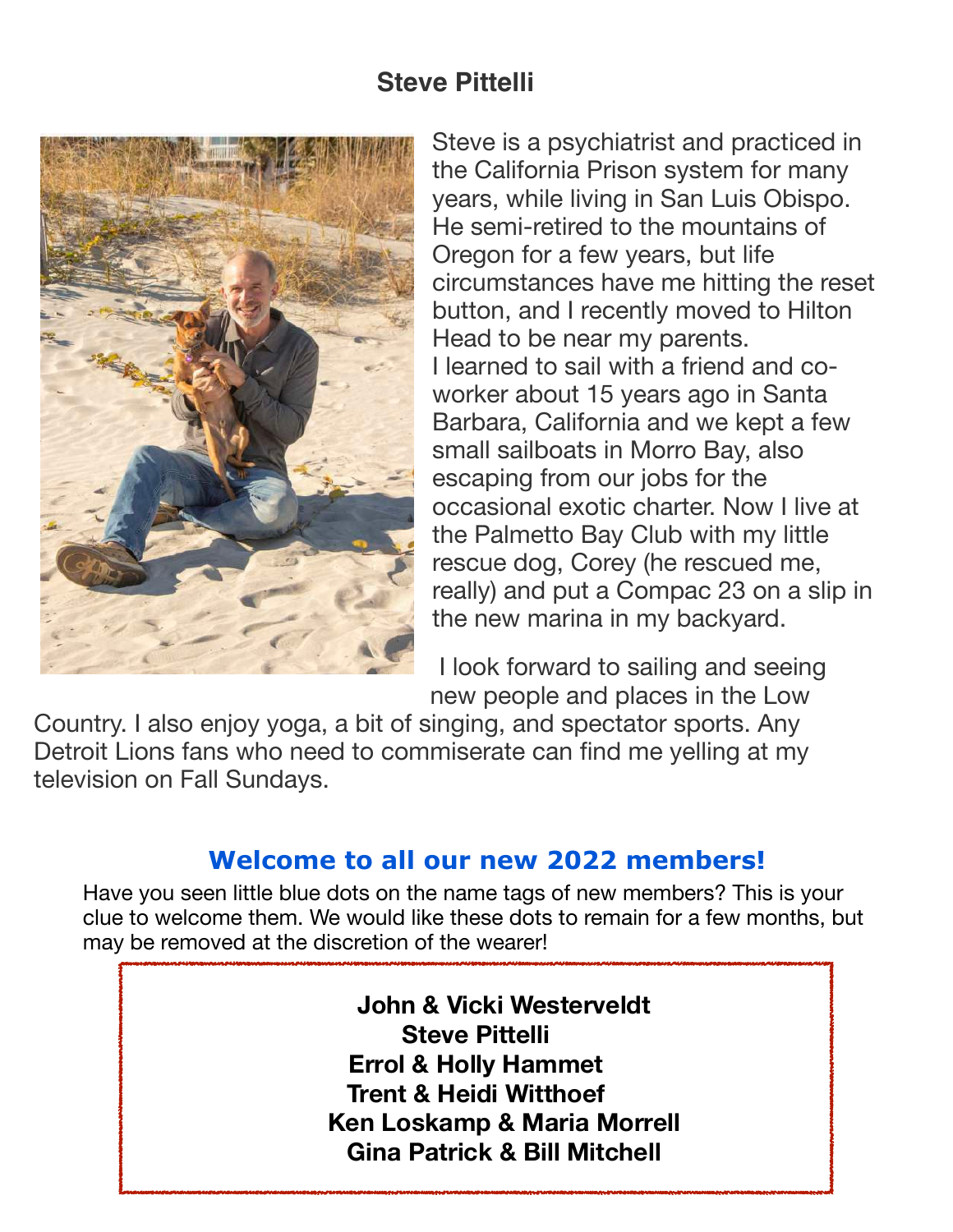## Steve Pittelli

Steve is a psychiatrist and practiced in the California Prison system for many years, while living in San Luis Obispo. He semi-retired to the mountains of Oregon for a few years, but life circumstances have me hitting the reset button, and I recently moved to Hilton Head to be near my parents.

I learned to sail with a friend and co-worker about 15 years ago in Santa Barbara, California and we kept a few small sailboats in Morro Bay, also escaping from our jobs for the occasional exotic charter. Now I live at the Palmetto Bay Club with my little rescue dog, Corey (he rescued me, really) and put a Compac 23 on a slip in the new marina in my backyard.

I look forward to sailing and seeing new people and places in the Low Country. I also enjoy yoga, a bit of singing, and spectator sports. Any Detroit Lions fans who need to commiserate can find me yelling at my television on Fall Sundays.

## Welcome to all our new 2022 members!

Have you seen little blue dots on the name tags of new members? This is your clue to welcome them. We would like these dots to remain for a few months, but may be removed at the discretion of the wearer!

**John & Vicki Westerveldt**
**Steve Pittelli**
**Errol & Holly Hammet**
**Trent & Heidi Witthoef**
**Ken Loskamp & Maria Morrell**
**Gina Patrick & Bill Mitchell**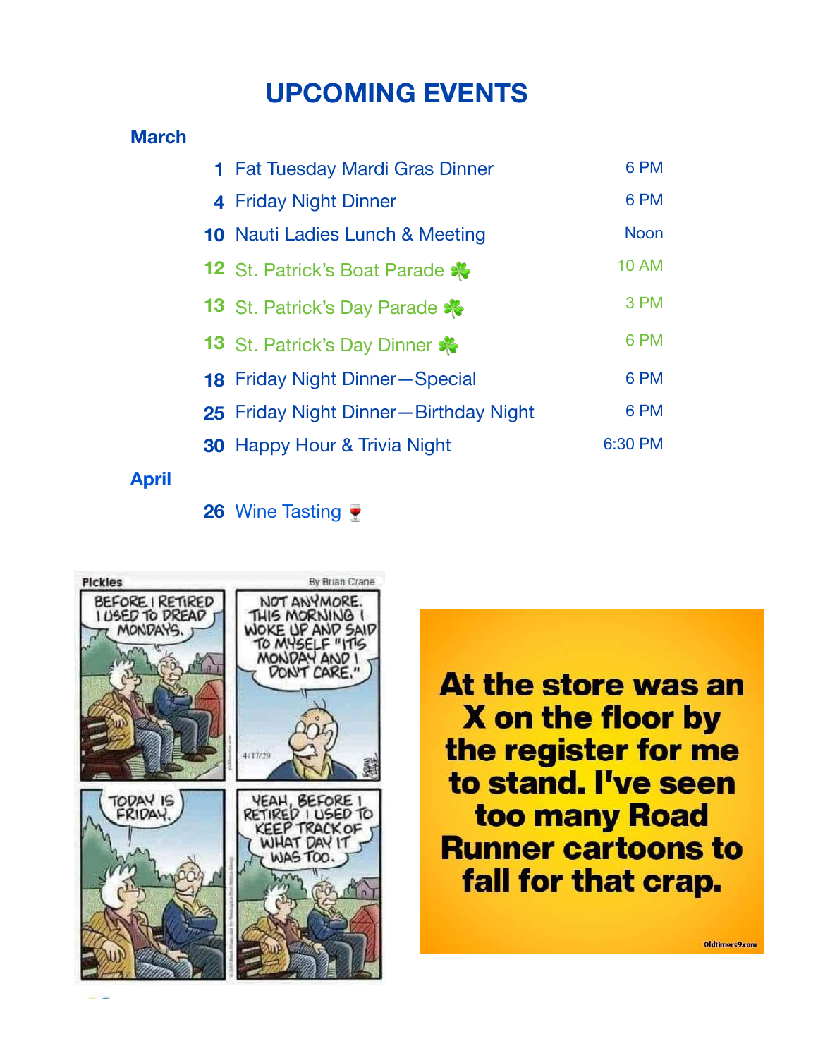# UPCOMING EVENTS

## March

| | | |
|---|---|---|
| 1 | Fat Tuesday Mardi Gras Dinner | 6 PM |
| 4 | Friday Night Dinner | 6 PM |
| 10 | Nauti Ladies Lunch & Meeting | Noon |
| 12 | St. Patrick's Boat Parade ☘️ | 10 AM |
| 13 | St. Patrick's Day Parade ☘️ | 3 PM |
| 13 | St. Patrick's Day Dinner ☘️ | 6 PM |
| 18 | Friday Night Dinner—Special | 6 PM |
| 25 | Friday Night Dinner—Birthday Night | 6 PM |
| 30 | Happy Hour & Trivia Night | 6:30 PM |

## April

| | | |
|---|---|---|
| 26 | Wine Tasting 🍷 | |

Pickles — By Brian Crane

BEFORE I RETIRED I USED TO DREAD MONDAYS.

NOT ANYMORE. THIS MORNING I WOKE UP AND SAID TO MYSELF "IT'S MONDAY AND I DON'T CARE."

TODAY IS FRIDAY.

YEAH, BEFORE I RETIRED I USED TO KEEP TRACK OF WHAT DAY IT WAS TOO.

At the store was an X on the floor by the register for me to stand. I've seen too many Road Runner cartoons to fall for that crap.

Oldtimers9.com